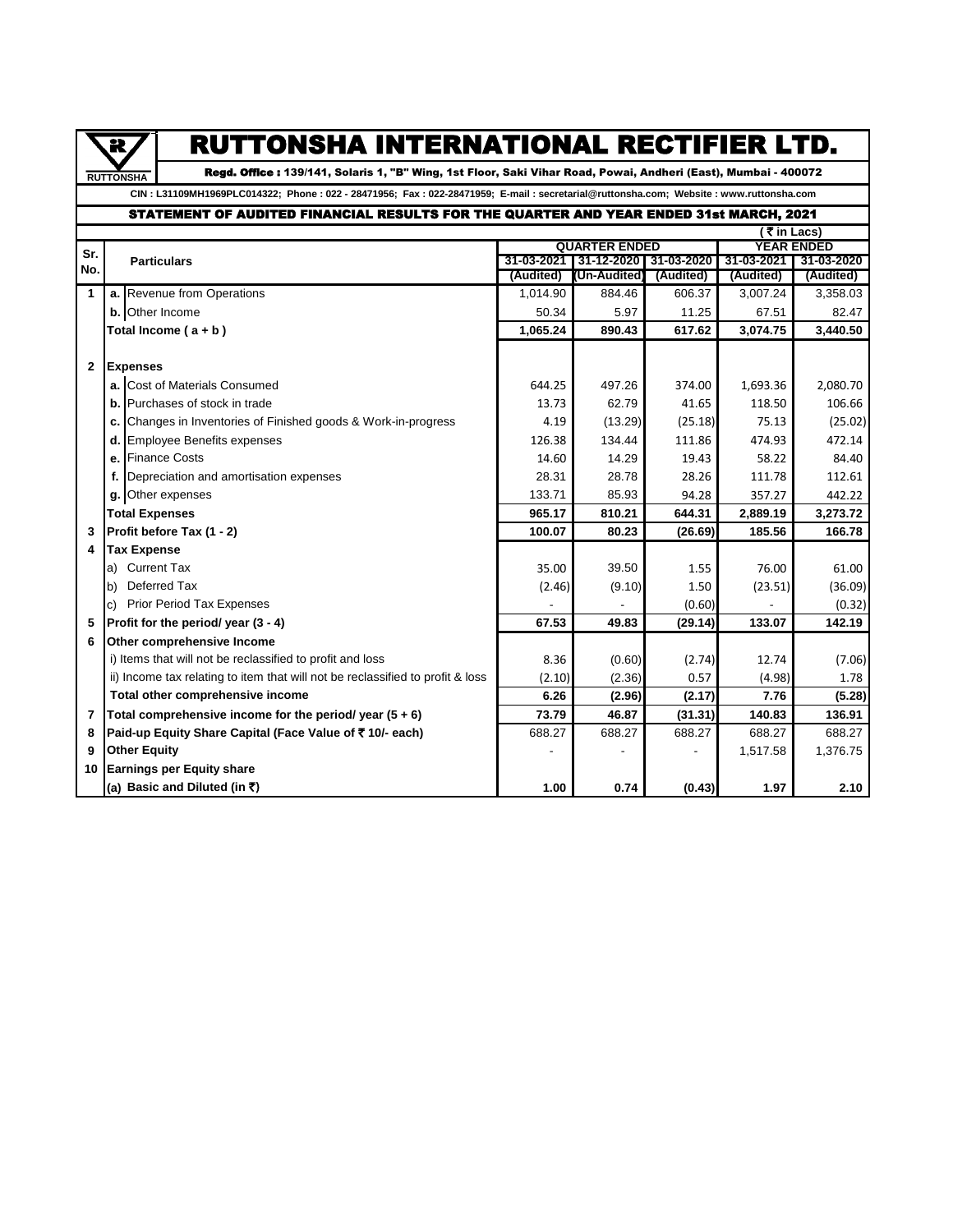# RUTTONSHA INTERNATIONAL RECTIFIER LTD.

RUTTONSHA

**Regd. Office : 139/141, Solaris 1, "B" Wing, 1st Floor, Saki Vihar Road, Powai, Andheri (East), Mumbai - 400072**

CIN : L31109MH1969PLC014322; Phone : 022 - 28471956; Fax : 022-28471959; E-mail : secretarial@ruttonsha.com; Website : www.ruttonsha.com

## STATEMENT OF AUDITED FINANCIAL RESULTS FOR THE QUARTER AND YEAR ENDED 31st MARCH, 2021

( ₹ in Lacs)

| Sr. No. | Particulars | QUARTER ENDED | | | YEAR ENDED | |
|---|---|---|---|---|---|---|
| | | 31-03-2021 (Audited) | 31-12-2020 (Un-Audited) | 31-03-2020 (Audited) | 31-03-2021 (Audited) | 31-03-2020 (Audited) |
| 1 | a. Revenue from Operations | 1,014.90 | 884.46 | 606.37 | 3,007.24 | 3,358.03 |
| | b. Other Income | 50.34 | 5.97 | 11.25 | 67.51 | 82.47 |
| | **Total Income ( a + b )** | **1,065.24** | **890.43** | **617.62** | **3,074.75** | **3,440.50** |
| 2 | **Expenses** | | | | | |
| | a. Cost of Materials Consumed | 644.25 | 497.26 | 374.00 | 1,693.36 | 2,080.70 |
| | b. Purchases of stock in trade | 13.73 | 62.79 | 41.65 | 118.50 | 106.66 |
| | c. Changes in Inventories of Finished goods & Work-in-progress | 4.19 | (13.29) | (25.18) | 75.13 | (25.02) |
| | d. Employee Benefits expenses | 126.38 | 134.44 | 111.86 | 474.93 | 472.14 |
| | e. Finance Costs | 14.60 | 14.29 | 19.43 | 58.22 | 84.40 |
| | f. Depreciation and amortisation expenses | 28.31 | 28.78 | 28.26 | 111.78 | 112.61 |
| | g. Other expenses | 133.71 | 85.93 | 94.28 | 357.27 | 442.22 |
| | **Total Expenses** | **965.17** | **810.21** | **644.31** | **2,889.19** | **3,273.72** |
| 3 | **Profit before Tax (1 - 2)** | **100.07** | **80.23** | **(26.69)** | **185.56** | **166.78** |
| 4 | **Tax Expense** | | | | | |
| | a) Current Tax | 35.00 | 39.50 | 1.55 | 76.00 | 61.00 |
| | b) Deferred Tax | (2.46) | (9.10) | 1.50 | (23.51) | (36.09) |
| | c) Prior Period Tax Expenses | - | - | (0.60) | - | (0.32) |
| 5 | **Profit for the period/ year (3 - 4)** | **67.53** | **49.83** | **(29.14)** | **133.07** | **142.19** |
| 6 | **Other comprehensive Income** | | | | | |
| | i) Items that will not be reclassified to profit and loss | 8.36 | (0.60) | (2.74) | 12.74 | (7.06) |
| | ii) Income tax relating to item that will not be reclassified to profit & loss | (2.10) | (2.36) | 0.57 | (4.98) | 1.78 |
| | **Total other comprehensive income** | **6.26** | **(2.96)** | **(2.17)** | **7.76** | **(5.28)** |
| 7 | **Total comprehensive income for the period/ year (5 + 6)** | **73.79** | **46.87** | **(31.31)** | **140.83** | **136.91** |
| 8 | **Paid-up Equity Share Capital (Face Value of ₹ 10/- each)** | 688.27 | 688.27 | 688.27 | 688.27 | 688.27 |
| 9 | **Other Equity** | - | - | - | 1,517.58 | 1,376.75 |
| 10 | **Earnings per Equity share** | | | | | |
| | **(a) Basic and Diluted (in ₹)** | **1.00** | **0.74** | **(0.43)** | **1.97** | **2.10** |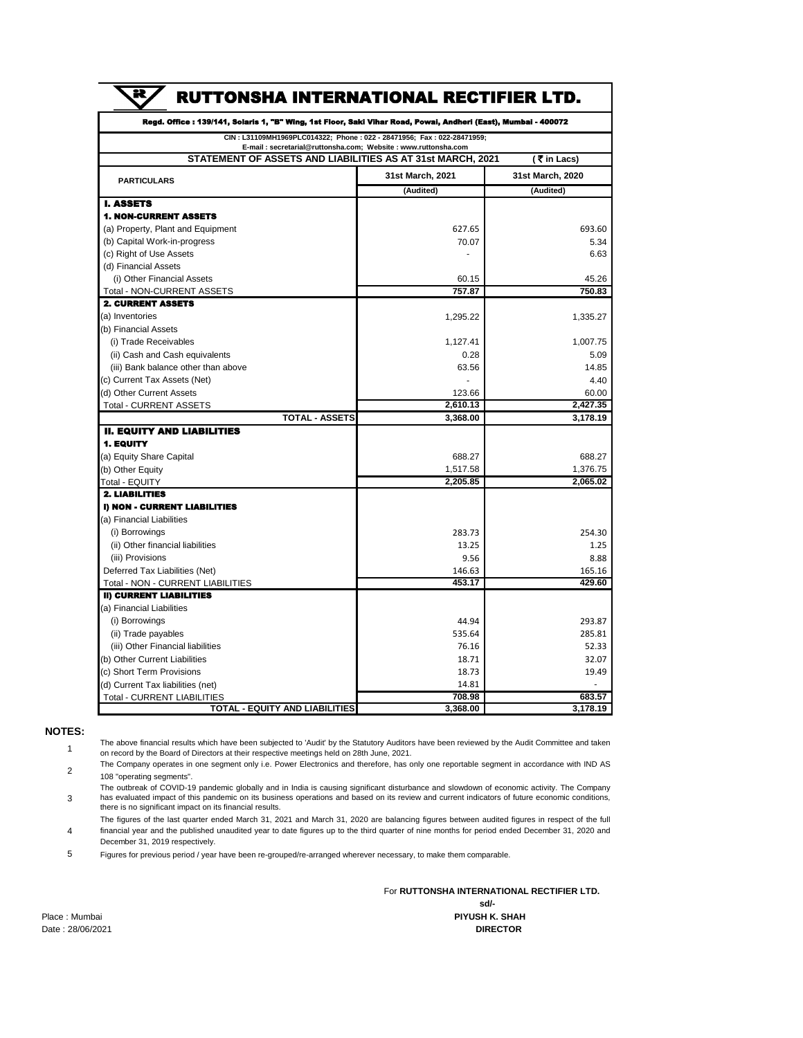# RUTTONSHA INTERNATIONAL RECTIFIER LTD.

**Regd. Office : 139/141, Solaris 1, "B" Wing, 1st Floor, Saki Vihar Road, Powai, Andheri (East), Mumbai - 400072**

CIN : L31109MH1969PLC014322; Phone : 022 - 28471956; Fax : 022-28471959;
E-mail : secretarial@ruttonsha.com; Website : www.ruttonsha.com

**STATEMENT OF ASSETS AND LIABILITIES AS AT 31st MARCH, 2021** (₹ in Lacs)

| PARTICULARS | 31st March, 2021 | 31st March, 2020 |
|---|---|---|
| | (Audited) | (Audited) |
| **I. ASSETS** | | |
| **1. NON-CURRENT ASSETS** | | |
| (a) Property, Plant and Equipment | 627.65 | 693.60 |
| (b) Capital Work-in-progress | 70.07 | 5.34 |
| (c) Right of Use Assets | - | 6.63 |
| (d) Financial Assets | | |
| (i) Other Financial Assets | 60.15 | 45.26 |
| Total - NON-CURRENT ASSETS | **757.87** | **750.83** |
| **2. CURRENT ASSETS** | | |
| (a) Inventories | 1,295.22 | 1,335.27 |
| (b) Financial Assets | | |
| (i) Trade Receivables | 1,127.41 | 1,007.75 |
| (ii) Cash and Cash equivalents | 0.28 | 5.09 |
| (iii) Bank balance other than above | 63.56 | 14.85 |
| (c) Current Tax Assets (Net) | - | 4.40 |
| (d) Other Current Assets | 123.66 | 60.00 |
| Total - CURRENT ASSETS | **2,610.13** | **2,427.35** |
| **TOTAL - ASSETS** | **3,368.00** | **3,178.19** |
| **II. EQUITY AND LIABILITIES** | | |
| **1. EQUITY** | | |
| (a) Equity Share Capital | 688.27 | 688.27 |
| (b) Other Equity | 1,517.58 | 1,376.75 |
| Total - EQUITY | **2,205.85** | **2,065.02** |
| **2. LIABILITIES** | | |
| **I) NON - CURRENT LIABILITIES** | | |
| (a) Financial Liabilities | | |
| (i) Borrowings | 283.73 | 254.30 |
| (ii) Other financial liabilities | 13.25 | 1.25 |
| (iii) Provisions | 9.56 | 8.88 |
| Deferred Tax Liabilities (Net) | 146.63 | 165.16 |
| Total - NON - CURRENT LIABILITIES | **453.17** | **429.60** |
| **II) CURRENT LIABILITIES** | | |
| (a) Financial Liabilities | | |
| (i) Borrowings | 44.94 | 293.87 |
| (ii) Trade payables | 535.64 | 285.81 |
| (iii) Other Financial liabilities | 76.16 | 52.33 |
| (b) Other Current Liabilities | 18.71 | 32.07 |
| (c) Short Term Provisions | 18.73 | 19.49 |
| (d) Current Tax liabilities (net) | 14.81 | - |
| Total - CURRENT LIABILITIES | **708.98** | **683.57** |
| **TOTAL - EQUITY AND LIABILITIES** | **3,368.00** | **3,178.19** |

**NOTES:**

1. The above financial results which have been subjected to 'Audit' by the Statutory Auditors have been reviewed by the Audit Committee and taken on record by the Board of Directors at their respective meetings held on 28th June, 2021.
2. The Company operates in one segment only i.e. Power Electronics and therefore, has only one reportable segment in accordance with IND AS 108 "operating segments".
3. The outbreak of COVID-19 pandemic globally and in India is causing significant disturbance and slowdown of economic activity. The Company has evaluated impact of this pandemic on its business operations and based on its review and current indicators of future economic conditions, there is no significant impact on its financial results.
4. The figures of the last quarter ended March 31, 2021 and March 31, 2020 are balancing figures between audited figures in respect of the full financial year and the published unaudited year to date figures up to the third quarter of nine months for period ended December 31, 2020 and December 31, 2019 respectively.
5. Figures for previous period / year have been re-grouped/re-arranged wherever necessary, to make them comparable.

For **RUTTONSHA INTERNATIONAL RECTIFIER LTD.**

**sd/-**

**PIYUSH K. SHAH**

**DIRECTOR**

Place : Mumbai
Date : 28/06/2021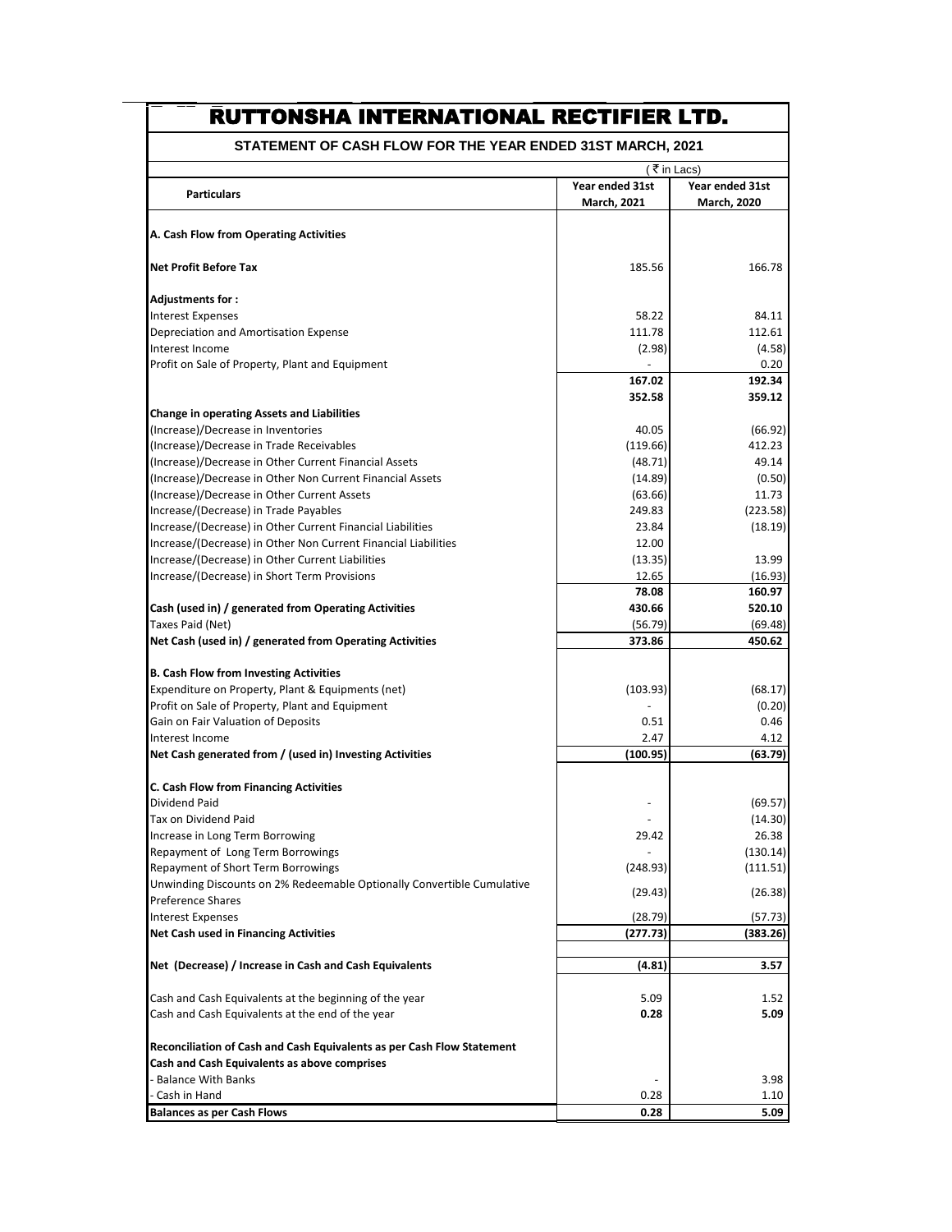# RUTTONSHA INTERNATIONAL RECTIFIER LTD.

## STATEMENT OF CASH FLOW FOR THE YEAR ENDED 31ST MARCH, 2021

| | ( ₹ in Lacs) | |
|---|---|---|
| **Particulars** | **Year ended 31st March, 2021** | **Year ended 31st March, 2020** |
| **A. Cash Flow from Operating Activities** | | |
| **Net Profit Before Tax** | 185.56 | 166.78 |
| **Adjustments for :** | | |
| Interest Expenses | 58.22 | 84.11 |
| Depreciation and Amortisation Expense | 111.78 | 112.61 |
| Interest Income | (2.98) | (4.58) |
| Profit on Sale of Property, Plant and Equipment | - | 0.20 |
| | **167.02** | **192.34** |
| | **352.58** | **359.12** |
| **Change in operating Assets and Liabilities** | | |
| (Increase)/Decrease in Inventories | 40.05 | (66.92) |
| (Increase)/Decrease in Trade Receivables | (119.66) | 412.23 |
| (Increase)/Decrease in Other Current Financial Assets | (48.71) | 49.14 |
| (Increase)/Decrease in Other Non Current Financial Assets | (14.89) | (0.50) |
| (Increase)/Decrease in Other Current Assets | (63.66) | 11.73 |
| Increase/(Decrease) in Trade Payables | 249.83 | (223.58) |
| Increase/(Decrease) in Other Current Financial Liabilities | 23.84 | (18.19) |
| Increase/(Decrease) in Other Non Current Financial Liabilities | 12.00 | |
| Increase/(Decrease) in Other Current Liabilities | (13.35) | 13.99 |
| Increase/(Decrease) in Short Term Provisions | 12.65 | (16.93) |
| | **78.08** | **160.97** |
| **Cash (used in) / generated from Operating Activities** | **430.66** | **520.10** |
| Taxes Paid (Net) | (56.79) | (69.48) |
| **Net Cash (used in) / generated from Operating Activities** | **373.86** | **450.62** |
| **B. Cash Flow from Investing Activities** | | |
| Expenditure on Property, Plant & Equipments (net) | (103.93) | (68.17) |
| Profit on Sale of Property, Plant and Equipment | - | (0.20) |
| Gain on Fair Valuation of Deposits | 0.51 | 0.46 |
| Interest Income | 2.47 | 4.12 |
| **Net Cash generated from / (used in) Investing Activities** | **(100.95)** | **(63.79)** |
| **C. Cash Flow from Financing Activities** | | |
| Dividend Paid | - | (69.57) |
| Tax on Dividend Paid | - | (14.30) |
| Increase in Long Term Borrowing | 29.42 | 26.38 |
| Repayment of Long Term Borrowings | - | (130.14) |
| Repayment of Short Term Borrowings | (248.93) | (111.51) |
| Unwinding Discounts on 2% Redeemable Optionally Convertible Cumulative Preference Shares | (29.43) | (26.38) |
| Interest Expenses | (28.79) | (57.73) |
| **Net Cash used in Financing Activities** | **(277.73)** | **(383.26)** |
| **Net (Decrease) / Increase in Cash and Cash Equivalents** | **(4.81)** | **3.57** |
| Cash and Cash Equivalents at the beginning of the year | 5.09 | 1.52 |
| Cash and Cash Equivalents at the end of the year | **0.28** | **5.09** |
| **Reconciliation of Cash and Cash Equivalents as per Cash Flow Statement** | | |
| **Cash and Cash Equivalents as above comprises** | | |
| - Balance With Banks | - | 3.98 |
| - Cash in Hand | 0.28 | 1.10 |
| **Balances as per Cash Flows** | **0.28** | **5.09** |